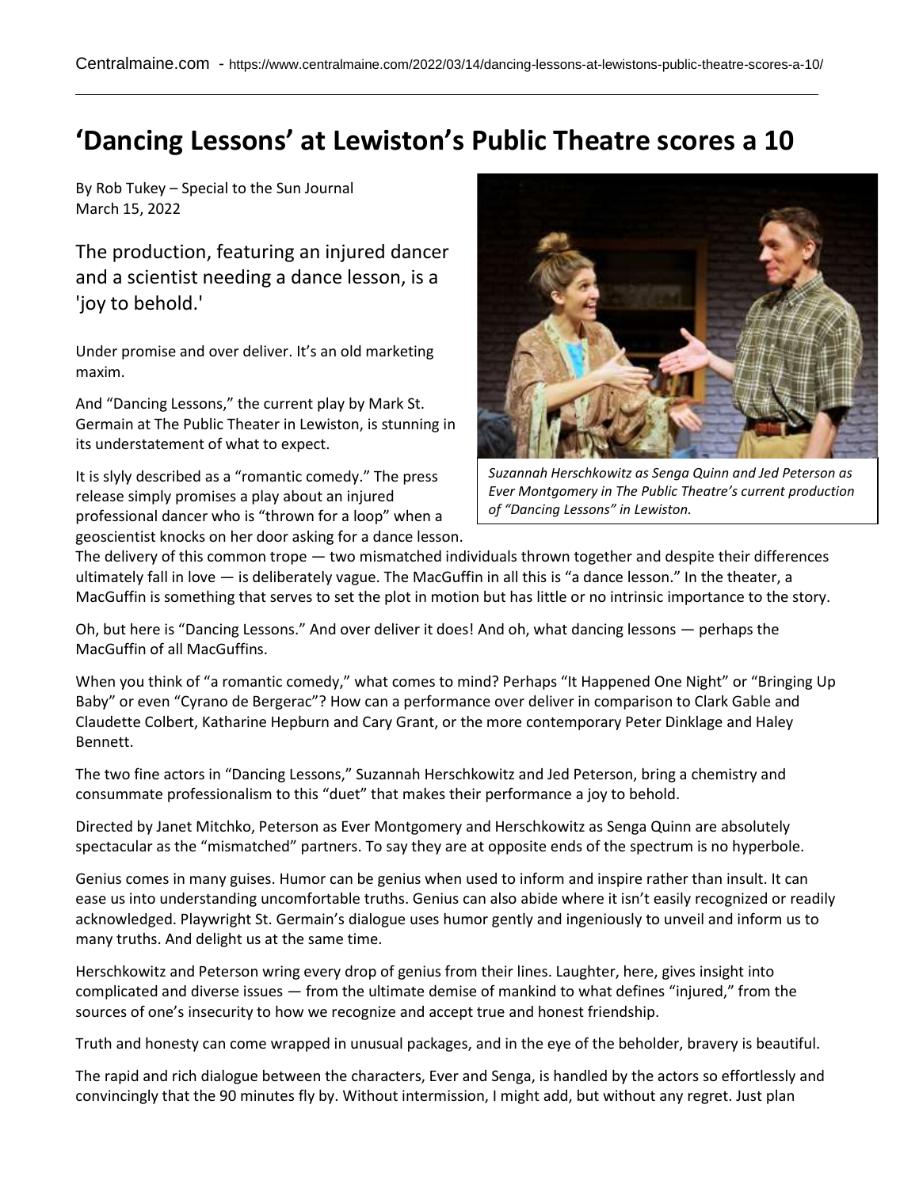# 'Dancing Lessons' at Lewiston's Public Theatre scores a 10

By Rob Tukey – Special to the Sun Journal
March 15, 2022

The production, featuring an injured dancer and a scientist needing a dance lesson, is a 'joy to behold.'

Under promise and over deliver. It's an old marketing maxim.

And "Dancing Lessons," the current play by Mark St. Germain at The Public Theater in Lewiston, is stunning in its understatement of what to expect.

It is slyly described as a "romantic comedy." The press release simply promises a play about an injured professional dancer who is "thrown for a loop" when a geoscientist knocks on her door asking for a dance lesson. The delivery of this common trope — two mismatched individuals thrown together and despite their differences ultimately fall in love — is deliberately vague. The MacGuffin in all this is "a dance lesson." In the theater, a MacGuffin is something that serves to set the plot in motion but has little or no intrinsic importance to the story.

*Suzannah Herschkowitz as Senga Quinn and Jed Peterson as Ever Montgomery in The Public Theatre's current production of "Dancing Lessons" in Lewiston.*

Oh, but here is "Dancing Lessons." And over deliver it does! And oh, what dancing lessons — perhaps the MacGuffin of all MacGuffins.

When you think of "a romantic comedy," what comes to mind? Perhaps "It Happened One Night" or "Bringing Up Baby" or even "Cyrano de Bergerac"? How can a performance over deliver in comparison to Clark Gable and Claudette Colbert, Katharine Hepburn and Cary Grant, or the more contemporary Peter Dinklage and Haley Bennett.

The two fine actors in "Dancing Lessons," Suzannah Herschkowitz and Jed Peterson, bring a chemistry and consummate professionalism to this "duet" that makes their performance a joy to behold.

Directed by Janet Mitchko, Peterson as Ever Montgomery and Herschkowitz as Senga Quinn are absolutely spectacular as the "mismatched" partners. To say they are at opposite ends of the spectrum is no hyperbole.

Genius comes in many guises. Humor can be genius when used to inform and inspire rather than insult. It can ease us into understanding uncomfortable truths. Genius can also abide where it isn't easily recognized or readily acknowledged. Playwright St. Germain's dialogue uses humor gently and ingeniously to unveil and inform us to many truths. And delight us at the same time.

Herschkowitz and Peterson wring every drop of genius from their lines. Laughter, here, gives insight into complicated and diverse issues — from the ultimate demise of mankind to what defines "injured," from the sources of one's insecurity to how we recognize and accept true and honest friendship.

Truth and honesty can come wrapped in unusual packages, and in the eye of the beholder, bravery is beautiful.

The rapid and rich dialogue between the characters, Ever and Senga, is handled by the actors so effortlessly and convincingly that the 90 minutes fly by. Without intermission, I might add, but without any regret. Just plan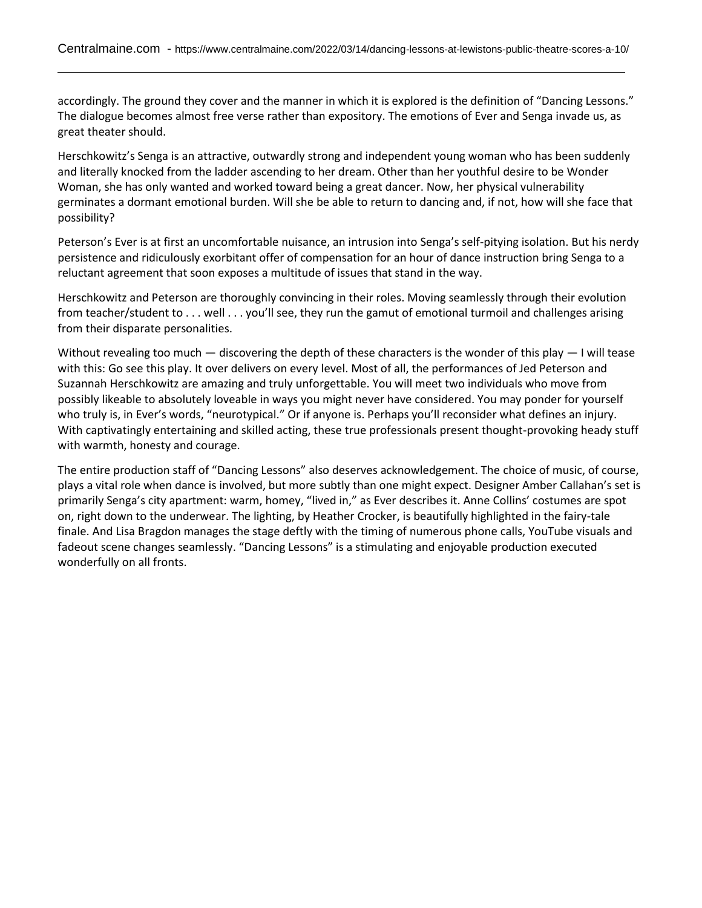accordingly. The ground they cover and the manner in which it is explored is the definition of "Dancing Lessons." The dialogue becomes almost free verse rather than expository. The emotions of Ever and Senga invade us, as great theater should.

Herschkowitz's Senga is an attractive, outwardly strong and independent young woman who has been suddenly and literally knocked from the ladder ascending to her dream. Other than her youthful desire to be Wonder Woman, she has only wanted and worked toward being a great dancer. Now, her physical vulnerability germinates a dormant emotional burden. Will she be able to return to dancing and, if not, how will she face that possibility?

Peterson's Ever is at first an uncomfortable nuisance, an intrusion into Senga's self-pitying isolation. But his nerdy persistence and ridiculously exorbitant offer of compensation for an hour of dance instruction bring Senga to a reluctant agreement that soon exposes a multitude of issues that stand in the way.

Herschkowitz and Peterson are thoroughly convincing in their roles. Moving seamlessly through their evolution from teacher/student to . . . well . . . you'll see, they run the gamut of emotional turmoil and challenges arising from their disparate personalities.

Without revealing too much — discovering the depth of these characters is the wonder of this play — I will tease with this: Go see this play. It over delivers on every level. Most of all, the performances of Jed Peterson and Suzannah Herschkowitz are amazing and truly unforgettable. You will meet two individuals who move from possibly likeable to absolutely loveable in ways you might never have considered. You may ponder for yourself who truly is, in Ever's words, "neurotypical." Or if anyone is. Perhaps you'll reconsider what defines an injury. With captivatingly entertaining and skilled acting, these true professionals present thought-provoking heady stuff with warmth, honesty and courage.

The entire production staff of "Dancing Lessons" also deserves acknowledgement. The choice of music, of course, plays a vital role when dance is involved, but more subtly than one might expect. Designer Amber Callahan's set is primarily Senga's city apartment: warm, homey, "lived in," as Ever describes it. Anne Collins' costumes are spot on, right down to the underwear. The lighting, by Heather Crocker, is beautifully highlighted in the fairy-tale finale. And Lisa Bragdon manages the stage deftly with the timing of numerous phone calls, YouTube visuals and fadeout scene changes seamlessly. "Dancing Lessons" is a stimulating and enjoyable production executed wonderfully on all fronts.